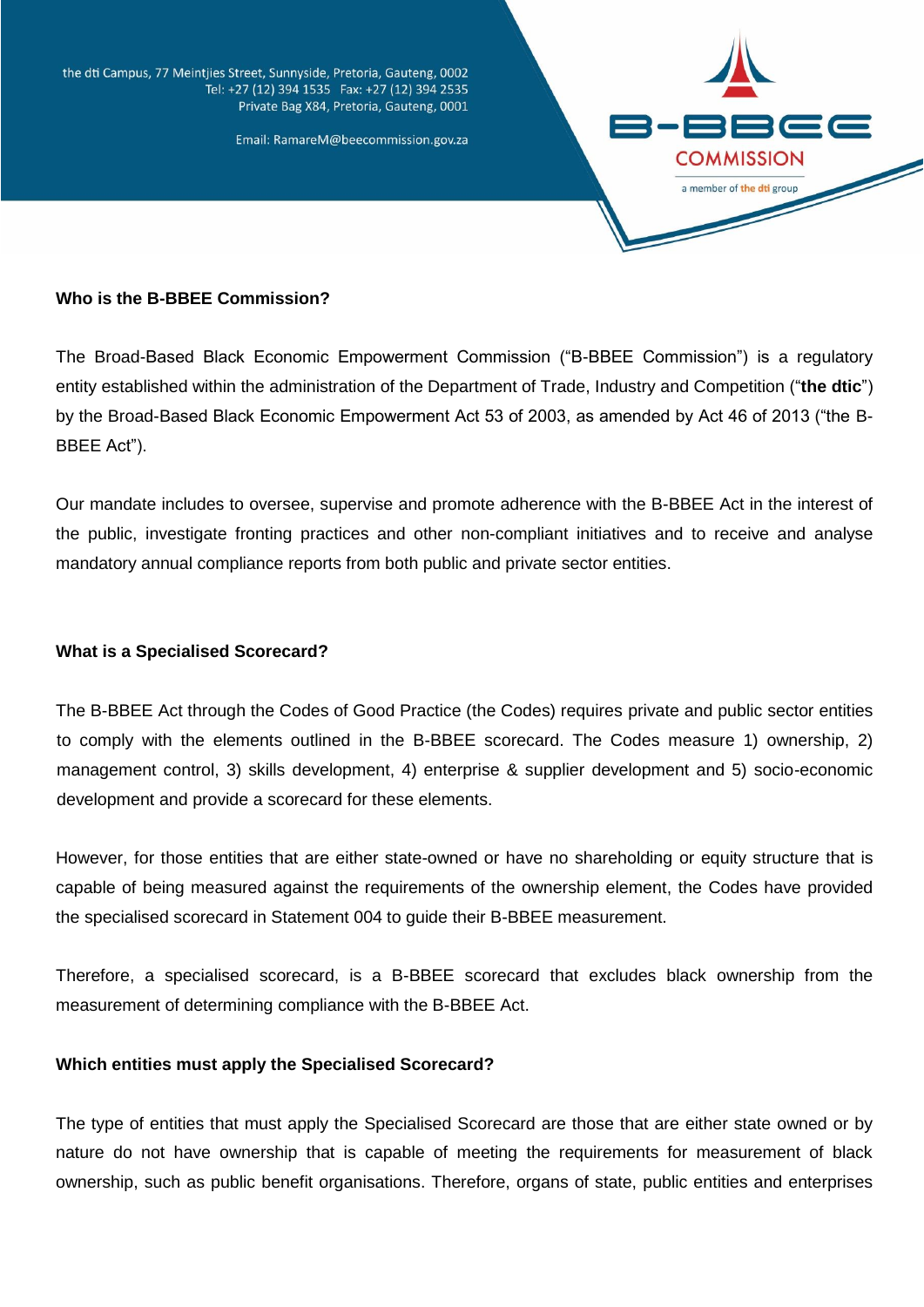the dti Campus, 77 Meintjies Street, Sunnyside, Pretoria, Gauteng, 0002
Tel: +27 (12) 394 1535 Fax: +27 (12) 394 2535
Private Bag X84, Pretoria, Gauteng, 0001

Email: RamareM@beecommission.gov.za

B-BBEE COMMISSION
a member of the dti group

**Who is the B-BBEE Commission?**

The Broad-Based Black Economic Empowerment Commission ("B-BBEE Commission") is a regulatory entity established within the administration of the Department of Trade, Industry and Competition ("**the dtic**") by the Broad-Based Black Economic Empowerment Act 53 of 2003, as amended by Act 46 of 2013 ("the B-BBEE Act").

Our mandate includes to oversee, supervise and promote adherence with the B-BBEE Act in the interest of the public, investigate fronting practices and other non-compliant initiatives and to receive and analyse mandatory annual compliance reports from both public and private sector entities.

**What is a Specialised Scorecard?**

The B-BBEE Act through the Codes of Good Practice (the Codes) requires private and public sector entities to comply with the elements outlined in the B-BBEE scorecard. The Codes measure 1) ownership, 2) management control, 3) skills development, 4) enterprise & supplier development and 5) socio-economic development and provide a scorecard for these elements.

However, for those entities that are either state-owned or have no shareholding or equity structure that is capable of being measured against the requirements of the ownership element, the Codes have provided the specialised scorecard in Statement 004 to guide their B-BBEE measurement.

Therefore, a specialised scorecard, is a B-BBEE scorecard that excludes black ownership from the measurement of determining compliance with the B-BBEE Act.

**Which entities must apply the Specialised Scorecard?**

The type of entities that must apply the Specialised Scorecard are those that are either state owned or by nature do not have ownership that is capable of meeting the requirements for measurement of black ownership, such as public benefit organisations. Therefore, organs of state, public entities and enterprises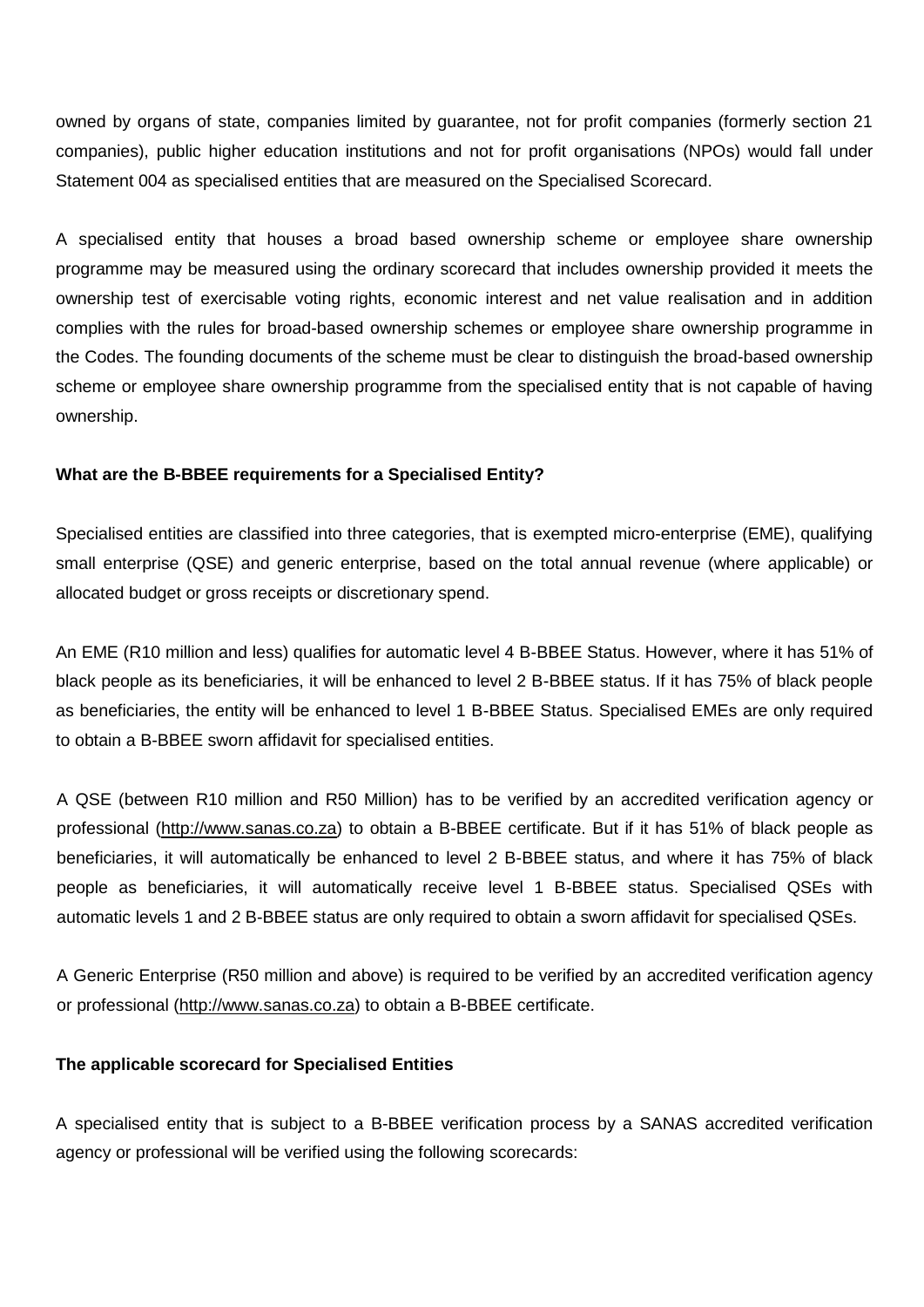owned by organs of state, companies limited by guarantee, not for profit companies (formerly section 21 companies), public higher education institutions and not for profit organisations (NPOs) would fall under Statement 004 as specialised entities that are measured on the Specialised Scorecard.

A specialised entity that houses a broad based ownership scheme or employee share ownership programme may be measured using the ordinary scorecard that includes ownership provided it meets the ownership test of exercisable voting rights, economic interest and net value realisation and in addition complies with the rules for broad-based ownership schemes or employee share ownership programme in the Codes. The founding documents of the scheme must be clear to distinguish the broad-based ownership scheme or employee share ownership programme from the specialised entity that is not capable of having ownership.

**What are the B-BBEE requirements for a Specialised Entity?**

Specialised entities are classified into three categories, that is exempted micro-enterprise (EME), qualifying small enterprise (QSE) and generic enterprise, based on the total annual revenue (where applicable) or allocated budget or gross receipts or discretionary spend.

An EME (R10 million and less) qualifies for automatic level 4 B-BBEE Status. However, where it has 51% of black people as its beneficiaries, it will be enhanced to level 2 B-BBEE status. If it has 75% of black people as beneficiaries, the entity will be enhanced to level 1 B-BBEE Status. Specialised EMEs are only required to obtain a B-BBEE sworn affidavit for specialised entities.

A QSE (between R10 million and R50 Million) has to be verified by an accredited verification agency or professional (http://www.sanas.co.za) to obtain a B-BBEE certificate. But if it has 51% of black people as beneficiaries, it will automatically be enhanced to level 2 B-BBEE status, and where it has 75% of black people as beneficiaries, it will automatically receive level 1 B-BBEE status. Specialised QSEs with automatic levels 1 and 2 B-BBEE status are only required to obtain a sworn affidavit for specialised QSEs.

A Generic Enterprise (R50 million and above) is required to be verified by an accredited verification agency or professional (http://www.sanas.co.za) to obtain a B-BBEE certificate.

**The applicable scorecard for Specialised Entities**

A specialised entity that is subject to a B-BBEE verification process by a SANAS accredited verification agency or professional will be verified using the following scorecards: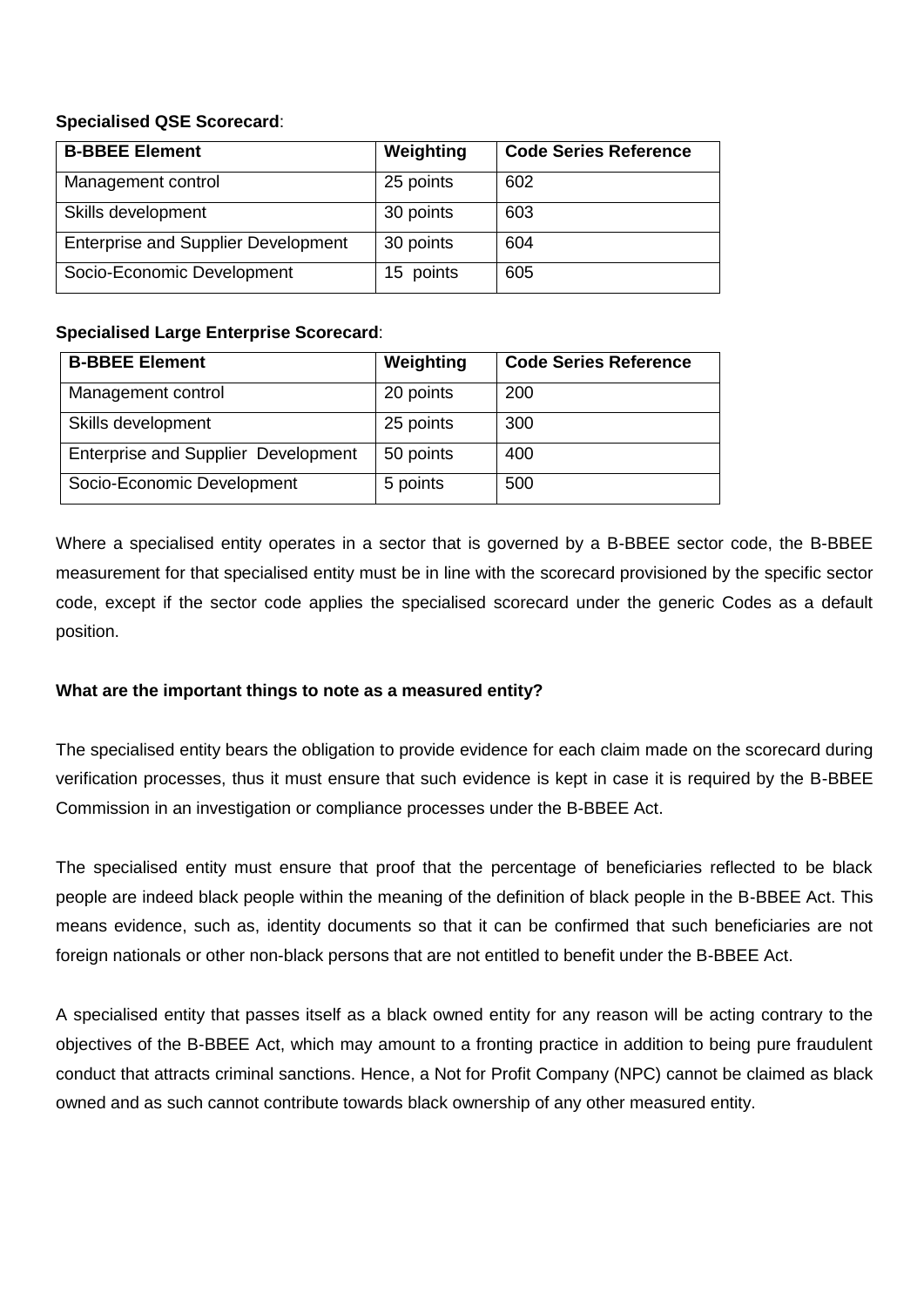**Specialised QSE Scorecard**:

| B-BBEE Element | Weighting | Code Series Reference |
|---|---|---|
| Management control | 25 points | 602 |
| Skills development | 30 points | 603 |
| Enterprise and Supplier Development | 30 points | 604 |
| Socio-Economic Development | 15 points | 605 |

**Specialised Large Enterprise Scorecard**:

| B-BBEE Element | Weighting | Code Series Reference |
|---|---|---|
| Management control | 20 points | 200 |
| Skills development | 25 points | 300 |
| Enterprise and Supplier Development | 50 points | 400 |
| Socio-Economic Development | 5 points | 500 |

Where a specialised entity operates in a sector that is governed by a B-BBEE sector code, the B-BBEE measurement for that specialised entity must be in line with the scorecard provisioned by the specific sector code, except if the sector code applies the specialised scorecard under the generic Codes as a default position.

**What are the important things to note as a measured entity?**

The specialised entity bears the obligation to provide evidence for each claim made on the scorecard during verification processes, thus it must ensure that such evidence is kept in case it is required by the B-BBEE Commission in an investigation or compliance processes under the B-BBEE Act.

The specialised entity must ensure that proof that the percentage of beneficiaries reflected to be black people are indeed black people within the meaning of the definition of black people in the B-BBEE Act. This means evidence, such as, identity documents so that it can be confirmed that such beneficiaries are not foreign nationals or other non-black persons that are not entitled to benefit under the B-BBEE Act.

A specialised entity that passes itself as a black owned entity for any reason will be acting contrary to the objectives of the B-BBEE Act, which may amount to a fronting practice in addition to being pure fraudulent conduct that attracts criminal sanctions. Hence, a Not for Profit Company (NPC) cannot be claimed as black owned and as such cannot contribute towards black ownership of any other measured entity.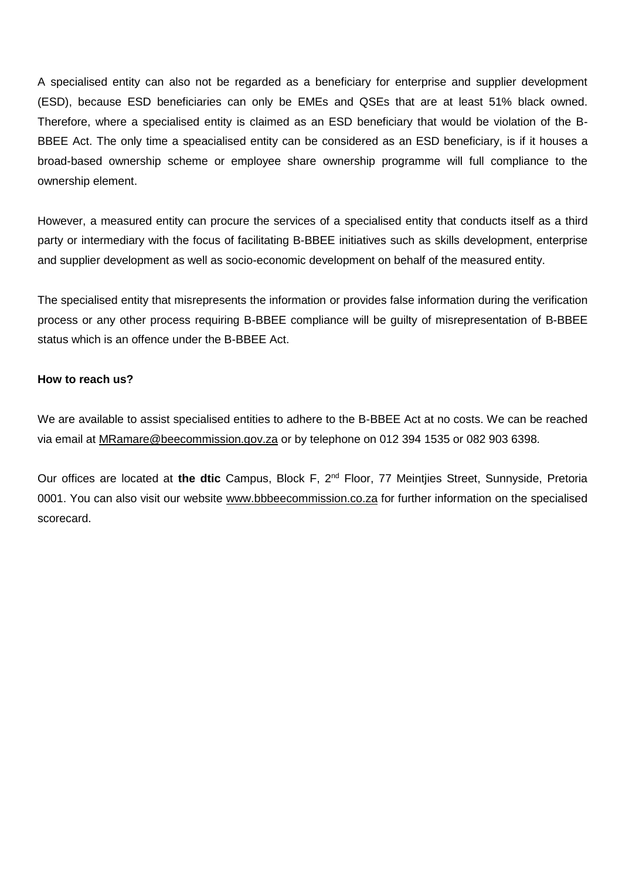A specialised entity can also not be regarded as a beneficiary for enterprise and supplier development (ESD), because ESD beneficiaries can only be EMEs and QSEs that are at least 51% black owned. Therefore, where a specialised entity is claimed as an ESD beneficiary that would be violation of the B-BBEE Act. The only time a speacialised entity can be considered as an ESD beneficiary, is if it houses a broad-based ownership scheme or employee share ownership programme will full compliance to the ownership element.

However, a measured entity can procure the services of a specialised entity that conducts itself as a third party or intermediary with the focus of facilitating B-BBEE initiatives such as skills development, enterprise and supplier development as well as socio-economic development on behalf of the measured entity.

The specialised entity that misrepresents the information or provides false information during the verification process or any other process requiring B-BBEE compliance will be guilty of misrepresentation of B-BBEE status which is an offence under the B-BBEE Act.

**How to reach us?**

We are available to assist specialised entities to adhere to the B-BBEE Act at no costs. We can be reached via email at MRamare@beecommission.gov.za or by telephone on 012 394 1535 or 082 903 6398.

Our offices are located at **the dtic** Campus, Block F, 2nd Floor, 77 Meintjies Street, Sunnyside, Pretoria 0001. You can also visit our website www.bbbeecommission.co.za for further information on the specialised scorecard.